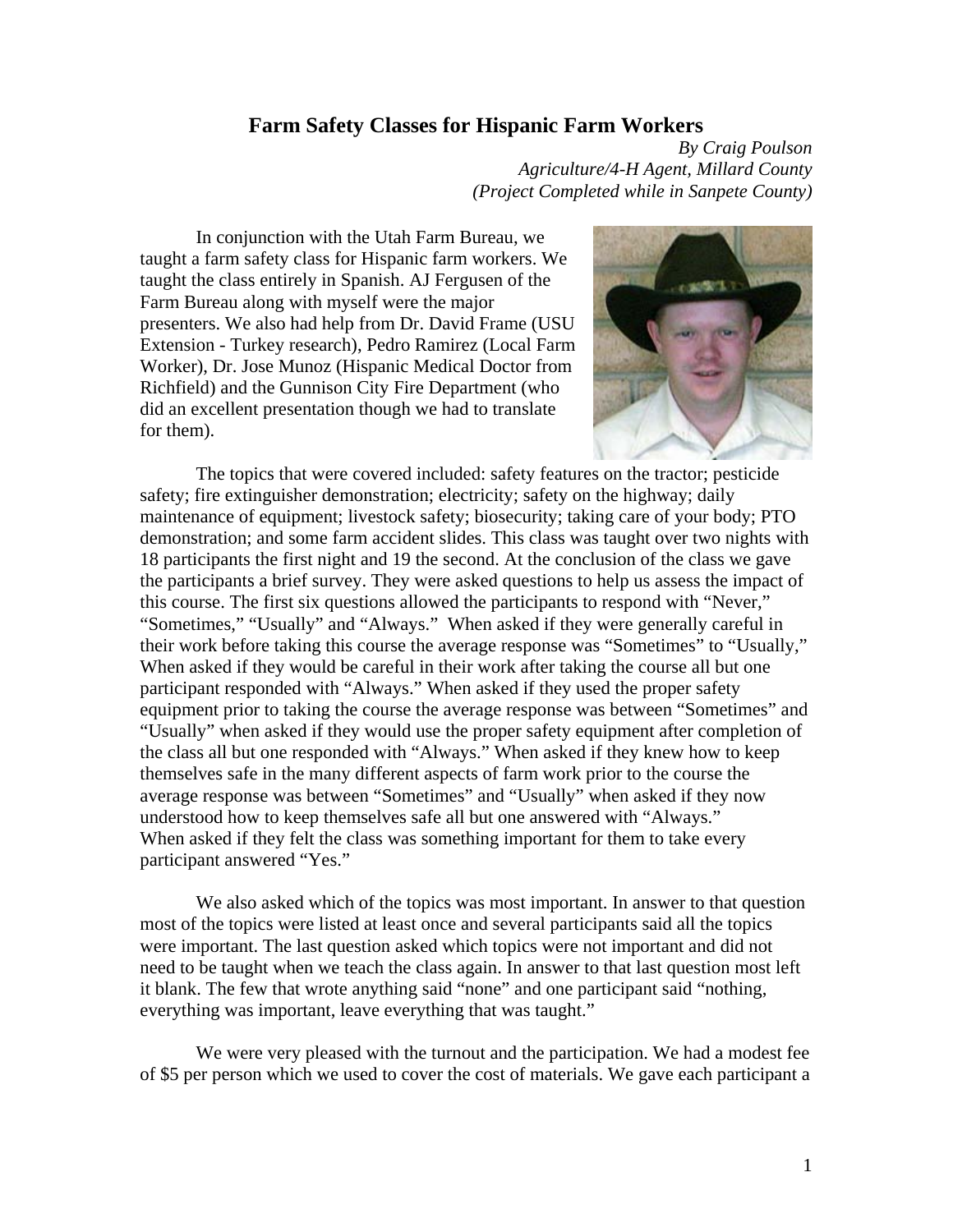# Farm Safety Classes for Hispanic Farm Workers

*By Craig Poulson*
*Agriculture/4-H Agent, Millard County*
*(Project Completed while in Sanpete County)*

In conjunction with the Utah Farm Bureau, we taught a farm safety class for Hispanic farm workers. We taught the class entirely in Spanish. AJ Fergusen of the Farm Bureau along with myself were the major presenters. We also had help from Dr. David Frame (USU Extension - Turkey research), Pedro Ramirez (Local Farm Worker), Dr. Jose Munoz (Hispanic Medical Doctor from Richfield) and the Gunnison City Fire Department (who did an excellent presentation though we had to translate for them).

The topics that were covered included: safety features on the tractor; pesticide safety; fire extinguisher demonstration; electricity; safety on the highway; daily maintenance of equipment; livestock safety; biosecurity; taking care of your body; PTO demonstration; and some farm accident slides. This class was taught over two nights with 18 participants the first night and 19 the second. At the conclusion of the class we gave the participants a brief survey. They were asked questions to help us assess the impact of this course. The first six questions allowed the participants to respond with "Never," "Sometimes," "Usually" and "Always." When asked if they were generally careful in their work before taking this course the average response was "Sometimes" to "Usually," When asked if they would be careful in their work after taking the course all but one participant responded with "Always." When asked if they used the proper safety equipment prior to taking the course the average response was between "Sometimes" and "Usually" when asked if they would use the proper safety equipment after completion of the class all but one responded with "Always." When asked if they knew how to keep themselves safe in the many different aspects of farm work prior to the course the average response was between "Sometimes" and "Usually" when asked if they now understood how to keep themselves safe all but one answered with "Always." When asked if they felt the class was something important for them to take every participant answered "Yes."

We also asked which of the topics was most important. In answer to that question most of the topics were listed at least once and several participants said all the topics were important. The last question asked which topics were not important and did not need to be taught when we teach the class again. In answer to that last question most left it blank. The few that wrote anything said "none" and one participant said "nothing, everything was important, leave everything that was taught."

We were very pleased with the turnout and the participation. We had a modest fee of $5 per person which we used to cover the cost of materials. We gave each participant a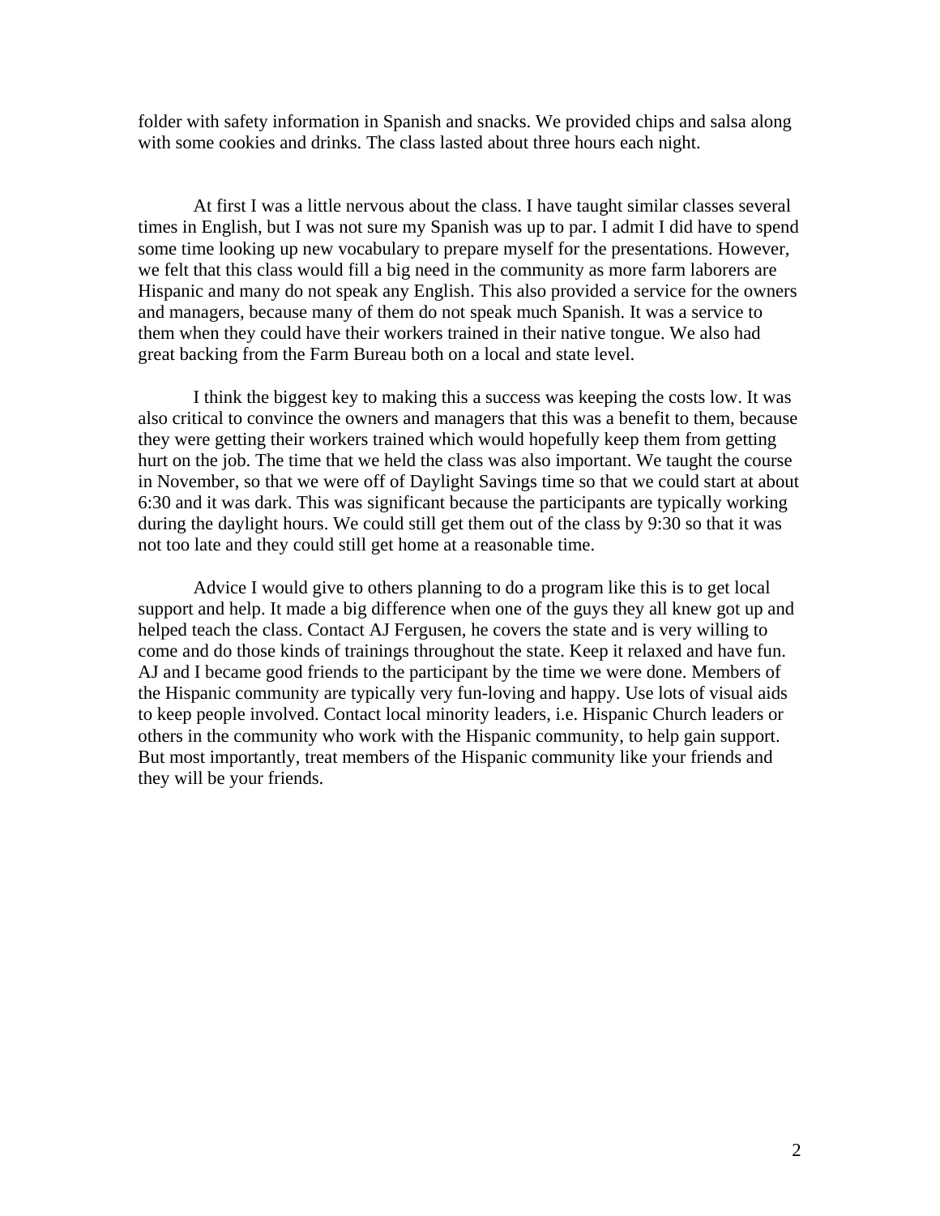folder with safety information in Spanish and snacks. We provided chips and salsa along with some cookies and drinks. The class lasted about three hours each night.

At first I was a little nervous about the class. I have taught similar classes several times in English, but I was not sure my Spanish was up to par. I admit I did have to spend some time looking up new vocabulary to prepare myself for the presentations. However, we felt that this class would fill a big need in the community as more farm laborers are Hispanic and many do not speak any English. This also provided a service for the owners and managers, because many of them do not speak much Spanish. It was a service to them when they could have their workers trained in their native tongue. We also had great backing from the Farm Bureau both on a local and state level.

I think the biggest key to making this a success was keeping the costs low. It was also critical to convince the owners and managers that this was a benefit to them, because they were getting their workers trained which would hopefully keep them from getting hurt on the job. The time that we held the class was also important. We taught the course in November, so that we were off of Daylight Savings time so that we could start at about 6:30 and it was dark. This was significant because the participants are typically working during the daylight hours. We could still get them out of the class by 9:30 so that it was not too late and they could still get home at a reasonable time.

Advice I would give to others planning to do a program like this is to get local support and help. It made a big difference when one of the guys they all knew got up and helped teach the class. Contact AJ Fergusen, he covers the state and is very willing to come and do those kinds of trainings throughout the state. Keep it relaxed and have fun. AJ and I became good friends to the participant by the time we were done. Members of the Hispanic community are typically very fun-loving and happy. Use lots of visual aids to keep people involved. Contact local minority leaders, i.e. Hispanic Church leaders or others in the community who work with the Hispanic community, to help gain support. But most importantly, treat members of the Hispanic community like your friends and they will be your friends.